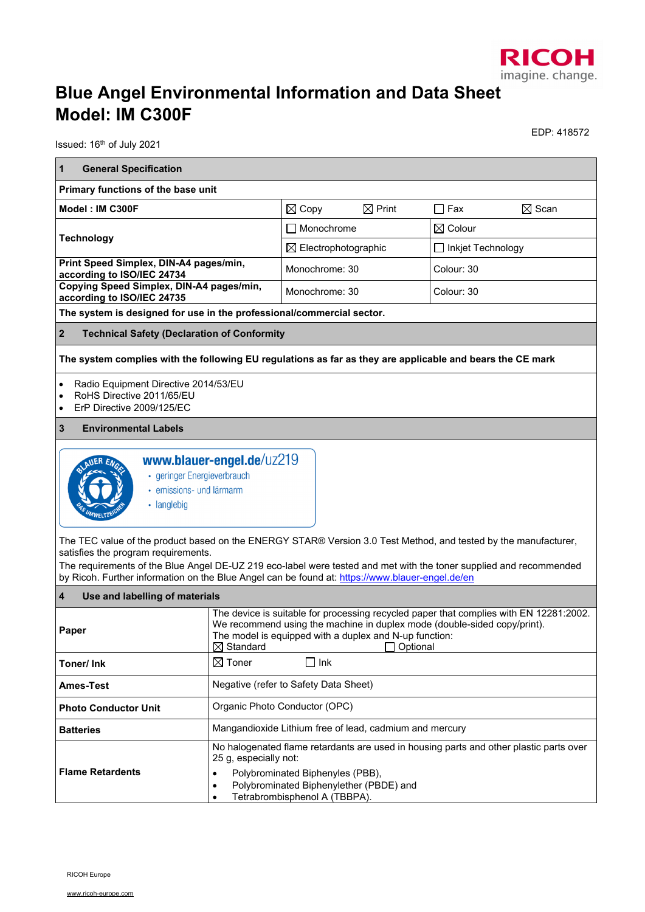RICOH
imagine. change.

# Blue Angel Environmental Information and Data Sheet
# Model: IM C300F

EDP: 418572

Issued: 16th of July 2021

| **1 General Specification** | | | | |
|---|---|---|---|---|
| **Primary functions of the base unit** | | | | |
| **Model : IM C300F** | ☒ Copy | ☒ Print | ☐ Fax | ☒ Scan |
| **Technology** | ☐ Monochrome | | ☒ Colour | |
| | ☒ Electrophotographic | | ☐ Inkjet Technology | |
| **Print Speed Simplex, DIN-A4 pages/min, according to ISO/IEC 24734** | Monochrome: 30 | | Colour: 30 | |
| **Copying Speed Simplex, DIN-A4 pages/min, according to ISO/IEC 24735** | Monochrome: 30 | | Colour: 30 | |
| **The system is designed for use in the professional/commercial sector.** | | | | |

## 2 Technical Safety (Declaration of Conformity)

**The system complies with the following EU regulations as far as they are applicable and bears the CE mark**

- Radio Equipment Directive 2014/53/EU
- RoHS Directive 2011/65/EU
- ErP Directive 2009/125/EC

## 3 Environmental Labels

BLAUER ENGEL – DAS UMWELTZEICHEN

www.blauer-engel.de/uz219
- geringer Energieverbrauch
- emissions- und lärmarm
- langlebig

The TEC value of the product based on the ENERGY STAR® Version 3.0 Test Method, and tested by the manufacturer, satisfies the program requirements.
The requirements of the Blue Angel DE-UZ 219 eco-label were tested and met with the toner supplied and recommended by Ricoh. Further information on the Blue Angel can be found at: https://www.blauer-engel.de/en

## 4 Use and labelling of materials

| | |
|---|---|
| **Paper** | The device is suitable for processing recycled paper that complies with EN 12281:2002. We recommend using the machine in duplex mode (double-sided copy/print). The model is equipped with a duplex and N-up function: ☒ Standard ☐ Optional |
| **Toner/ Ink** | ☒ Toner ☐ Ink |
| **Ames-Test** | Negative (refer to Safety Data Sheet) |
| **Photo Conductor Unit** | Organic Photo Conductor (OPC) |
| **Batteries** | Mangandioxide Lithium free of lead, cadmium and mercury |
| **Flame Retardents** | No halogenated flame retardants are used in housing parts and other plastic parts over 25 g, especially not: <br>• Polybrominated Biphenyles (PBB), <br>• Polybrominated Biphenylether (PBDE) and <br>• Tetrabrombisphenol A (TBBPA). |

RICOH Europe

www.ricoh-europe.com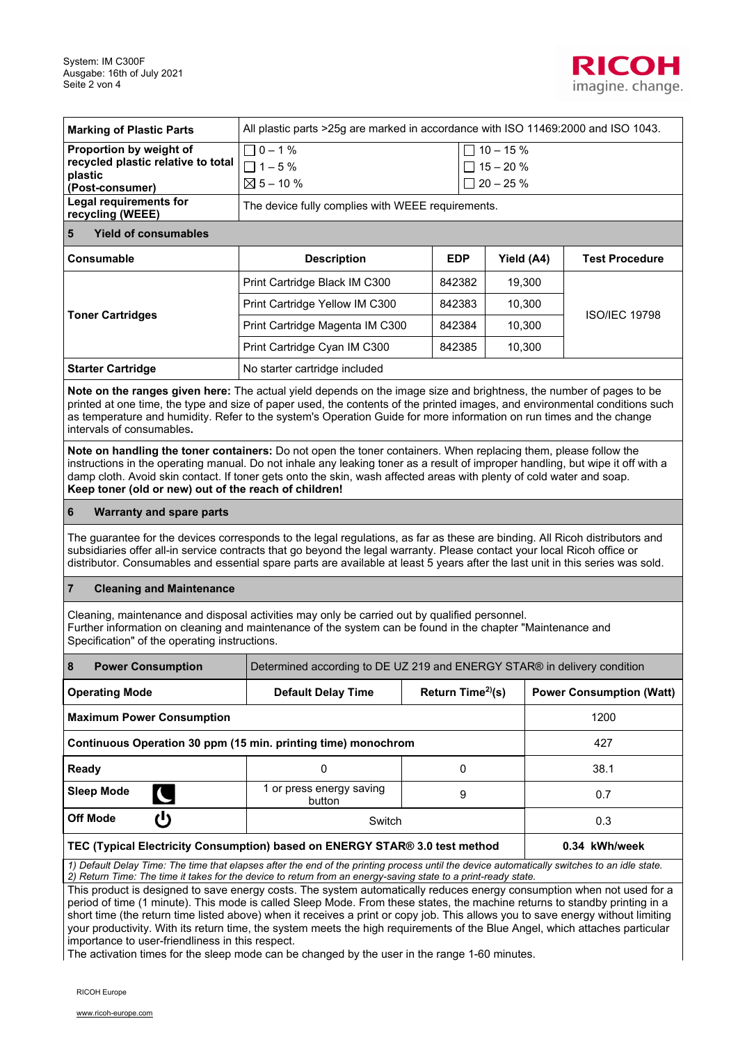| | |
|---|---|
| **Marking of Plastic Parts** | All plastic parts >25g are marked in accordance with ISO 11469:2000 and ISO 1043. |
| **Proportion by weight of recycled plastic relative to total plastic (Post-consumer)** | ☐ 0 – 1 % ☐ 1 – 5 % ☒ 5 – 10 % ☐ 10 – 15 % ☐ 15 – 20 % ☐ 20 – 25 % |
| **Legal requirements for recycling (WEEE)** | The device fully complies with WEEE requirements. |

## 5 Yield of consumables

| Consumable | Description | EDP | Yield (A4) | Test Procedure |
|---|---|---|---|---|
| **Toner Cartridges** | Print Cartridge Black IM C300 | 842382 | 19,300 | ISO/IEC 19798 |
| | Print Cartridge Yellow IM C300 | 842383 | 10,300 | |
| | Print Cartridge Magenta IM C300 | 842384 | 10,300 | |
| | Print Cartridge Cyan IM C300 | 842385 | 10,300 | |
| **Starter Cartridge** | No starter cartridge included | | | |

**Note on the ranges given here:** The actual yield depends on the image size and brightness, the number of pages to be printed at one time, the type and size of paper used, the contents of the printed images, and environmental conditions such as temperature and humidity. Refer to the system's Operation Guide for more information on run times and the change intervals of consumables.

**Note on handling the toner containers:** Do not open the toner containers. When replacing them, please follow the instructions in the operating manual. Do not inhale any leaking toner as a result of improper handling, but wipe it off with a damp cloth. Avoid skin contact. If toner gets onto the skin, wash affected areas with plenty of cold water and soap.
**Keep toner (old or new) out of the reach of children!**

## 6 Warranty and spare parts

The guarantee for the devices corresponds to the legal regulations, as far as these are binding. All Ricoh distributors and subsidiaries offer all-in service contracts that go beyond the legal warranty. Please contact your local Ricoh office or distributor. Consumables and essential spare parts are available at least 5 years after the last unit in this series was sold.

## 7 Cleaning and Maintenance

Cleaning, maintenance and disposal activities may only be carried out by qualified personnel.
Further information on cleaning and maintenance of the system can be found in the chapter "Maintenance and Specification" of the operating instructions.

## 8 Power Consumption

Determined according to DE UZ 219 and ENERGY STAR® in delivery condition

| Operating Mode | Default Delay Time | Return Time[2](s) | Power Consumption (Watt) |
|---|---|---|---|
| **Maximum Power Consumption** | | | 1200 |
| **Continuous Operation 30 ppm (15 min. printing time) monochrom** | | | 427 |
| **Ready** | 0 | 0 | 38.1 |
| **Sleep Mode** | 1 or press energy saving button | 9 | 0.7 |
| **Off Mode** | Switch | | 0.3 |
| **TEC (Typical Electricity Consumption) based on ENERGY STAR® 3.0 test method** | | | **0.34 kWh/week** |

*1) Default Delay Time: The time that elapses after the end of the printing process until the device automatically switches to an idle state.*
*2) Return Time: The time it takes for the device to return from an energy-saving state to a print-ready state.*

This product is designed to save energy costs. The system automatically reduces energy consumption when not used for a period of time (1 minute). This mode is called Sleep Mode. From these states, the machine returns to standby printing in a short time (the return time listed above) when it receives a print or copy job. This allows you to save energy without limiting your productivity. With its return time, the system meets the high requirements of the Blue Angel, which attaches particular importance to user-friendliness in this respect.
The activation times for the sleep mode can be changed by the user in the range 1-60 minutes.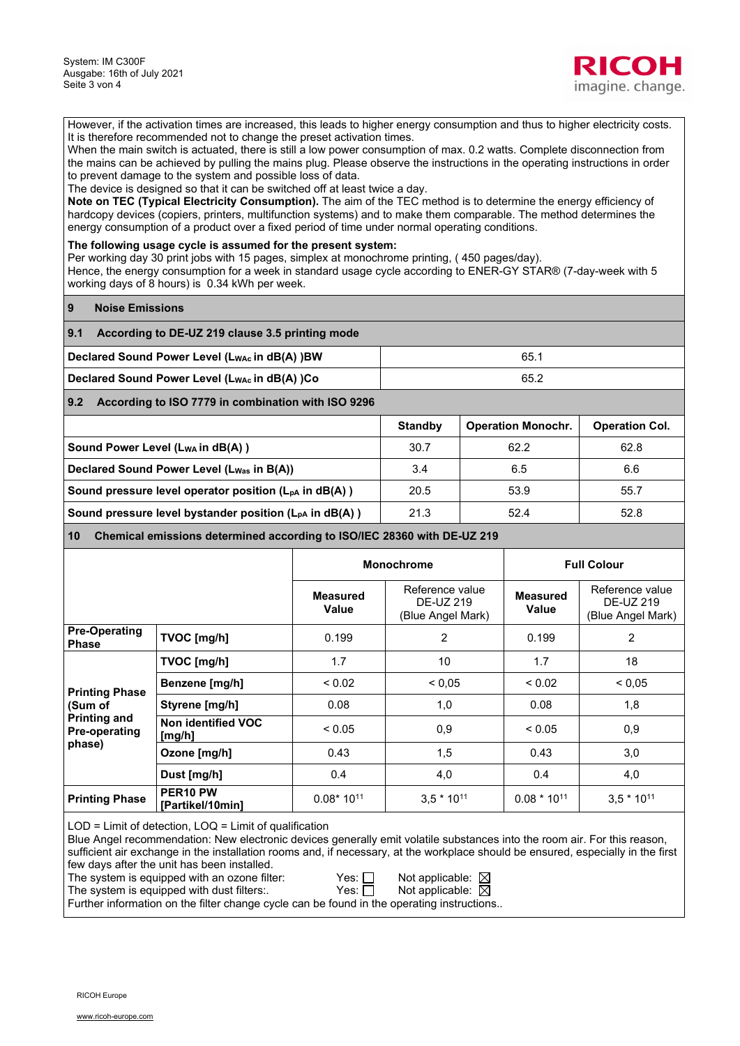However, if the activation times are increased, this leads to higher energy consumption and thus to higher electricity costs. It is therefore recommended not to change the preset activation times.
When the main switch is actuated, there is still a low power consumption of max. 0.2 watts. Complete disconnection from the mains can be achieved by pulling the mains plug. Please observe the instructions in the operating instructions in order to prevent damage to the system and possible loss of data.
The device is designed so that it can be switched off at least twice a day.
**Note on TEC (Typical Electricity Consumption).** The aim of the TEC method is to determine the energy efficiency of hardcopy devices (copiers, printers, multifunction systems) and to make them comparable. The method determines the energy consumption of a product over a fixed period of time under normal operating conditions.

**The following usage cycle is assumed for the present system:**
Per working day 30 print jobs with 15 pages, simplex at monochrome printing, ( 450 pages/day).
Hence, the energy consumption for a week in standard usage cycle according to ENER-GY STAR® (7-day-week with 5 working days of 8 hours) is 0.34 kWh per week.

## 9 Noise Emissions

### 9.1 According to DE-UZ 219 clause 3.5 printing mode

| | |
|---|---|
| **Declared Sound Power Level ($L_{WAc}$ in dB(A) )BW** | 65.1 |
| **Declared Sound Power Level ($L_{WAc}$ in dB(A) )Co** | 65.2 |

### 9.2 According to ISO 7779 in combination with ISO 9296

| | **Standby** | **Operation Monochr.** | **Operation Col.** |
|---|---|---|---|
| **Sound Power Level ($L_{WA}$ in dB(A) )** | 30.7 | 62.2 | 62.8 |
| **Declared Sound Power Level ($L_{Was}$ in B(A))** | 3.4 | 6.5 | 6.6 |
| **Sound pressure level operator position ($L_{pA}$ in dB(A) )** | 20.5 | 53.9 | 55.7 |
| **Sound pressure level bystander position ($L_{pA}$ in dB(A) )** | 21.3 | 52.4 | 52.8 |

## 10 Chemical emissions determined according to ISO/IEC 28360 with DE-UZ 219

| | | **Monochrome** | | **Full Colour** | |
|---|---|---|---|---|---|
| | | **Measured Value** | Reference value DE-UZ 219 (Blue Angel Mark) | **Measured Value** | Reference value DE-UZ 219 (Blue Angel Mark) |
| **Pre-Operating Phase** | **TVOC [mg/h]** | 0.199 | 2 | 0.199 | 2 |
| **Printing Phase (Sum of Printing and Pre-operating phase)** | **TVOC [mg/h]** | 1.7 | 10 | 1.7 | 18 |
| | **Benzene [mg/h]** | < 0.02 | < 0,05 | < 0.02 | < 0,05 |
| | **Styrene [mg/h]** | 0.08 | 1,0 | 0.08 | 1,8 |
| | **Non identified VOC [mg/h]** | < 0.05 | 0,9 | < 0.05 | 0,9 |
| | **Ozone [mg/h]** | 0.43 | 1,5 | 0.43 | 3,0 |
| | **Dust [mg/h]** | 0.4 | 4,0 | 0.4 | 4,0 |
| **Printing Phase** | **PER10 PW [Partikel/10min]** | $0.08 * 10^{11}$ | $3,5 * 10^{11}$ | $0.08 * 10^{11}$ | $3,5 * 10^{11}$ |

LOD = Limit of detection, LOQ = Limit of qualification
Blue Angel recommendation: New electronic devices generally emit volatile substances into the room air. For this reason, sufficient air exchange in the installation rooms and, if necessary, at the workplace should be ensured, especially in the first few days after the unit has been installed.
The system is equipped with an ozone filter: Yes: ☐ Not applicable: ☒
The system is equipped with dust filters:. Yes: ☐ Not applicable: ☒
Further information on the filter change cycle can be found in the operating instructions..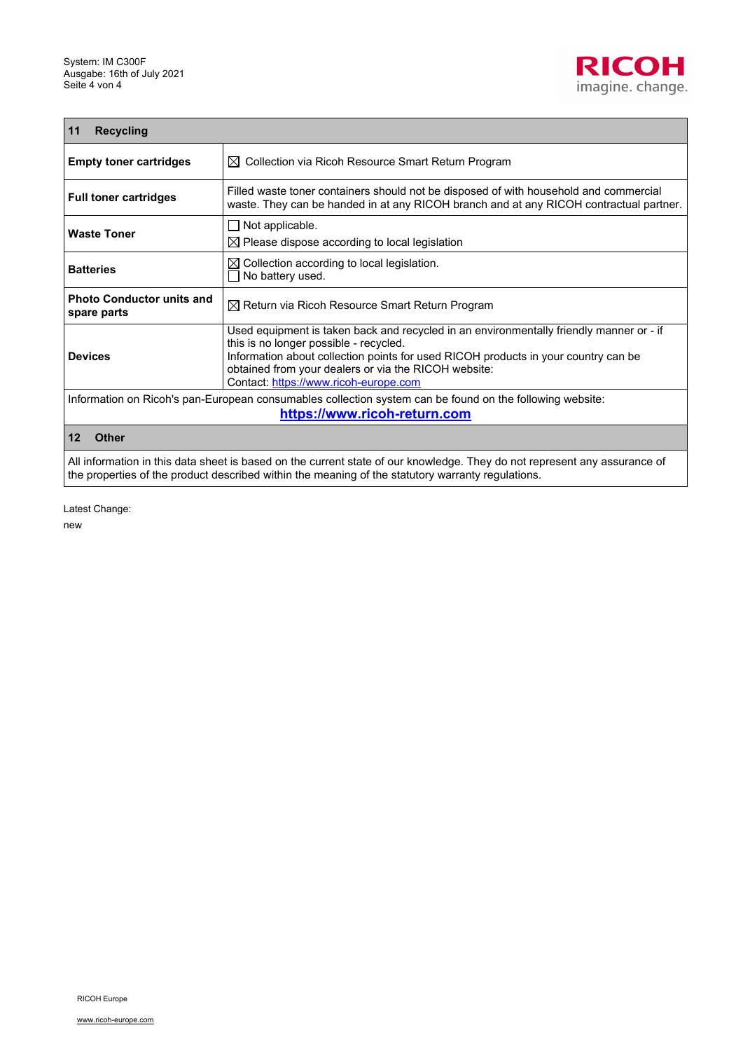| 11 Recycling | |
|---|---|
| **Empty toner cartridges** | ☒ Collection via Ricoh Resource Smart Return Program |
| **Full toner cartridges** | Filled waste toner containers should not be disposed of with household and commercial waste. They can be handed in at any RICOH branch and at any RICOH contractual partner. |
| **Waste Toner** | ☐ Not applicable.<br>☒ Please dispose according to local legislation |
| **Batteries** | ☒ Collection according to local legislation.<br>☐ No battery used. |
| **Photo Conductor units and spare parts** | ☒ Return via Ricoh Resource Smart Return Program |
| **Devices** | Used equipment is taken back and recycled in an environmentally friendly manner or - if this is no longer possible - recycled.<br>Information about collection points for used RICOH products in your country can be obtained from your dealers or via the RICOH website:<br>Contact: https://www.ricoh-europe.com |

Information on Ricoh's pan-European consumables collection system can be found on the following website:

**https://www.ricoh-return.com**

## 12 Other

All information in this data sheet is based on the current state of our knowledge. They do not represent any assurance of the properties of the product described within the meaning of the statutory warranty regulations.

Latest Change:

new